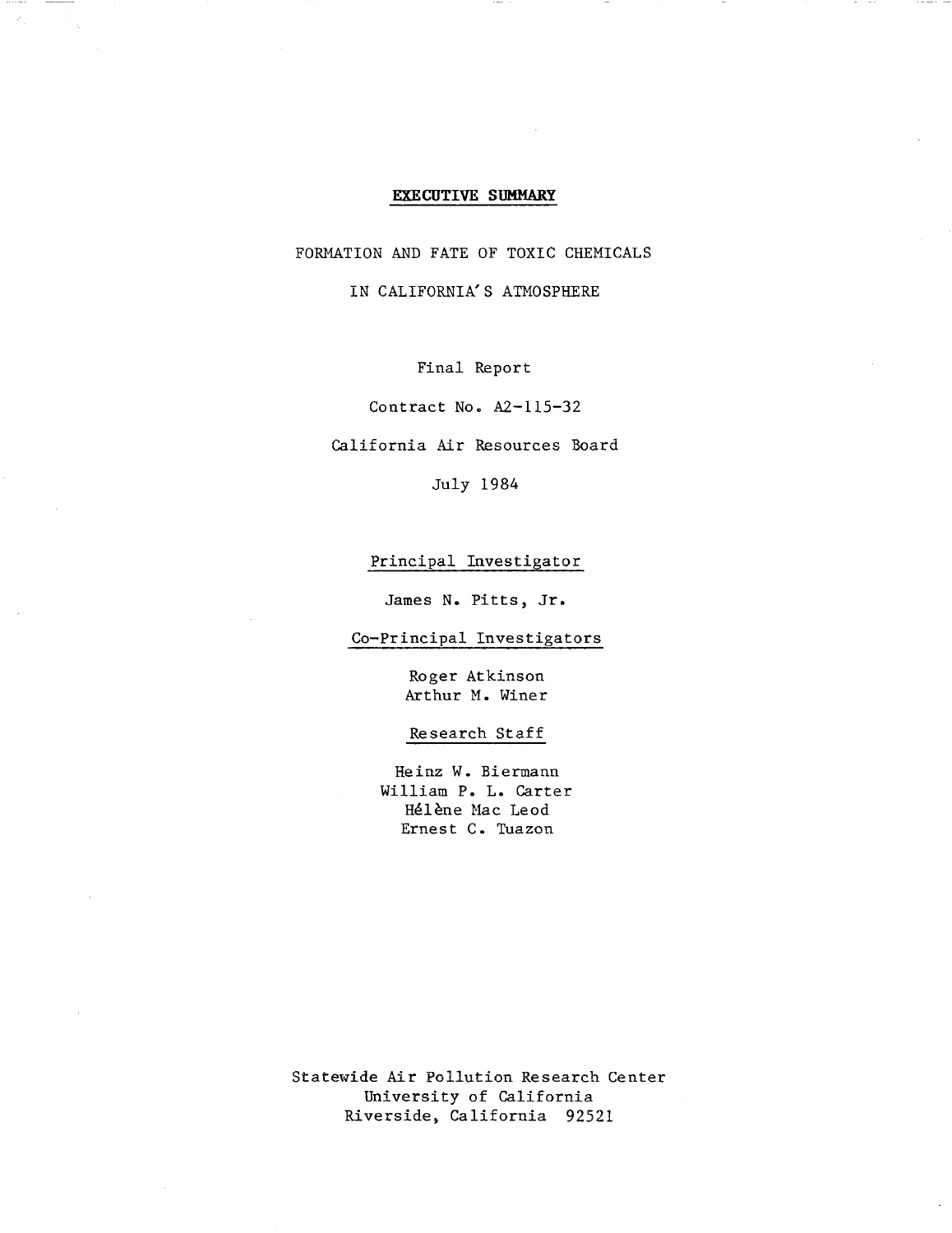# EXECUTIVE SUMMARY

FORMATION AND FATE OF TOXIC CHEMICALS

IN CALIFORNIA'S ATMOSPHERE

Final Report

Contract No. A2-115-32

California Air Resources Board

July 1984

Principal Investigator

James N. Pitts, Jr.

Co-Principal Investigators

Roger Atkinson
Arthur M. Winer

Research Staff

Heinz W. Biermann
William P. L. Carter
Hélène Mac Leod
Ernest C. Tuazon

Statewide Air Pollution Research Center
University of California
Riverside, California 92521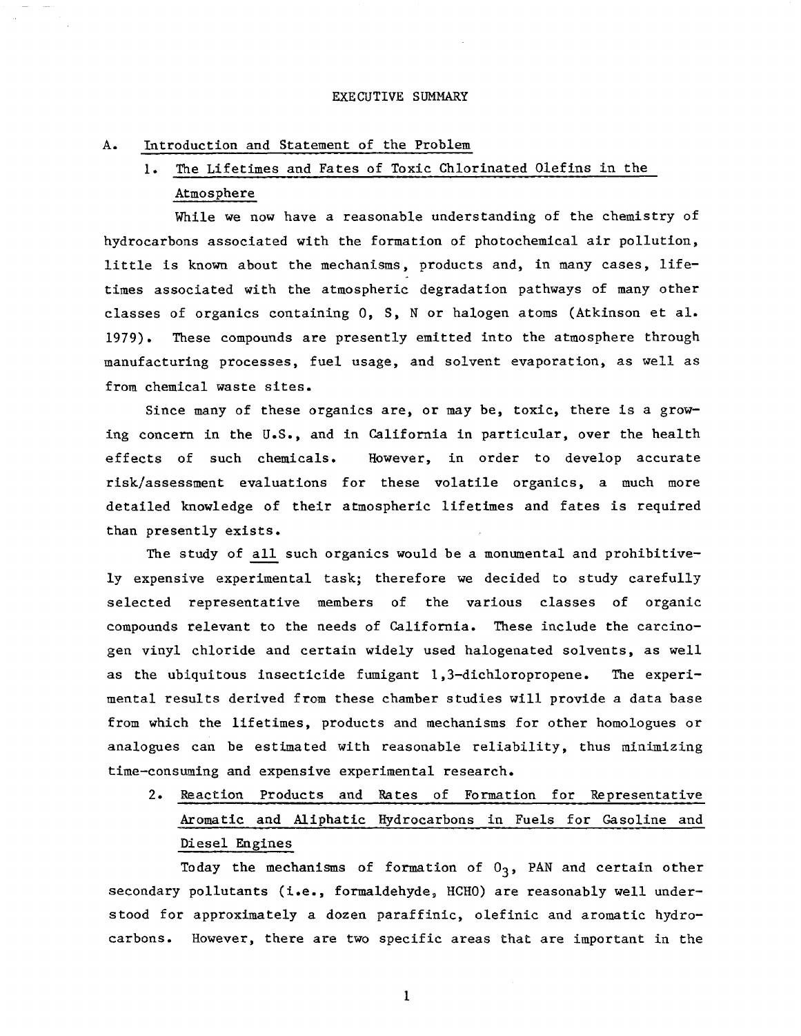# EXECUTIVE SUMMARY

## A. Introduction and Statement of the Problem

### 1. The Lifetimes and Fates of Toxic Chlorinated Olefins in the Atmosphere

While we now have a reasonable understanding of the chemistry of hydrocarbons associated with the formation of photochemical air pollution, little is known about the mechanisms, products and, in many cases, lifetimes associated with the atmospheric degradation pathways of many other classes of organics containing O, S, N or halogen atoms (Atkinson et al. 1979). These compounds are presently emitted into the atmosphere through manufacturing processes, fuel usage, and solvent evaporation, as well as from chemical waste sites.

Since many of these organics are, or may be, toxic, there is a growing concern in the U.S., and in California in particular, over the health effects of such chemicals. However, in order to develop accurate risk/assessment evaluations for these volatile organics, a much more detailed knowledge of their atmospheric lifetimes and fates is required than presently exists.

The study of <u>all</u> such organics would be a monumental and prohibitively expensive experimental task; therefore we decided to study carefully selected representative members of the various classes of organic compounds relevant to the needs of California. These include the carcinogen vinyl chloride and certain widely used halogenated solvents, as well as the ubiquitous insecticide fumigant 1,3-dichloropropene. The experimental results derived from these chamber studies will provide a data base from which the lifetimes, products and mechanisms for other homologues or analogues can be estimated with reasonable reliability, thus minimizing time-consuming and expensive experimental research.

### 2. Reaction Products and Rates of Formation for Representative Aromatic and Aliphatic Hydrocarbons in Fuels for Gasoline and Diesel Engines

Today the mechanisms of formation of $O_3$, PAN and certain other secondary pollutants (i.e., formaldehyde, HCHO) are reasonably well understood for approximately a dozen paraffinic, olefinic and aromatic hydrocarbons. However, there are two specific areas that are important in the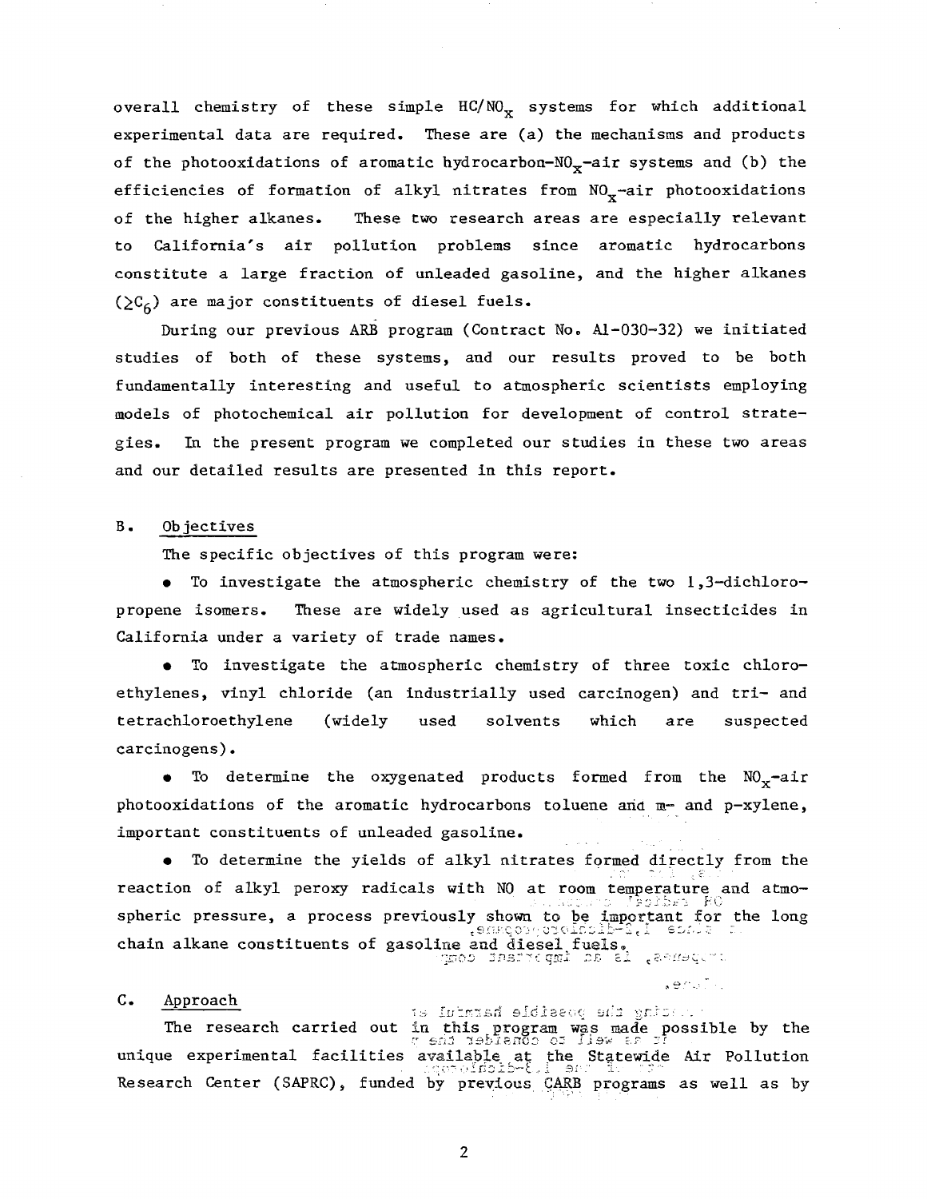overall chemistry of these simple $HC/NO_x$ systems for which additional experimental data are required. These are (a) the mechanisms and products of the photooxidations of aromatic hydrocarbon-$NO_x$-air systems and (b) the efficiencies of formation of alkyl nitrates from $NO_x$-air photooxidations of the higher alkanes. These two research areas are especially relevant to California's air pollution problems since aromatic hydrocarbons constitute a large fraction of unleaded gasoline, and the higher alkanes ($\geq C_6$) are major constituents of diesel fuels.

During our previous ARB program (Contract No. A1-030-32) we initiated studies of both of these systems, and our results proved to be both fundamentally interesting and useful to atmospheric scientists employing models of photochemical air pollution for development of control strategies. In the present program we completed our studies in these two areas and our detailed results are presented in this report.

## B. Objectives

The specific objectives of this program were:

- To investigate the atmospheric chemistry of the two 1,3-dichloropropene isomers. These are widely used as agricultural insecticides in California under a variety of trade names.
- To investigate the atmospheric chemistry of three toxic chloroethylenes, vinyl chloride (an industrially used carcinogen) and tri- and tetrachloroethylene (widely used solvents which are suspected carcinogens).
- To determine the oxygenated products formed from the $NO_x$-air photooxidations of the aromatic hydrocarbons toluene and m- and p-xylene, important constituents of unleaded gasoline.
- To determine the yields of alkyl nitrates formed directly from the reaction of alkyl peroxy radicals with NO at room temperature and atmospheric pressure, a process previously shown to be important for the long chain alkane constituents of gasoline and diesel fuels.

## C. Approach

The research carried out in this program was made possible by the unique experimental facilities available at the Statewide Air Pollution Research Center (SAPRC), funded by previous CARB programs as well as by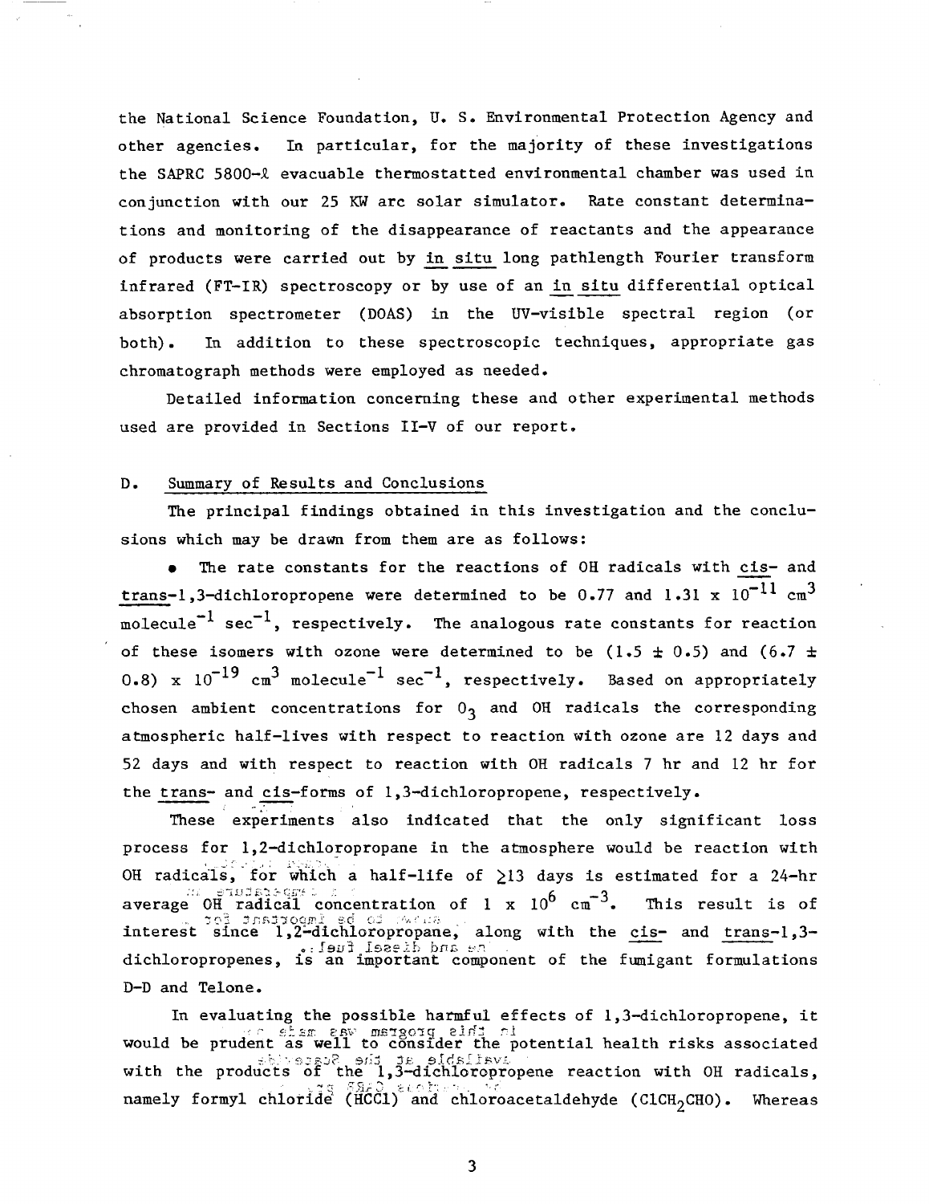the National Science Foundation, U. S. Environmental Protection Agency and other agencies. In particular, for the majority of these investigations the SAPRC 5800-ℓ evacuable thermostatted environmental chamber was used in conjunction with our 25 KW arc solar simulator. Rate constant determinations and monitoring of the disappearance of reactants and the appearance of products were carried out by in situ long pathlength Fourier transform infrared (FT-IR) spectroscopy or by use of an in situ differential optical absorption spectrometer (DOAS) in the UV-visible spectral region (or both). In addition to these spectroscopic techniques, appropriate gas chromatograph methods were employed as needed.

Detailed information concerning these and other experimental methods used are provided in Sections II-V of our report.

## D. Summary of Results and Conclusions

The principal findings obtained in this investigation and the conclusions which may be drawn from them are as follows:

- The rate constants for the reactions of OH radicals with cis- and trans-1,3-dichloropropene were determined to be 0.77 and 1.31 x $10^{-11}$ $cm^3$ $molecule^{-1}$ $sec^{-1}$, respectively. The analogous rate constants for reaction of these isomers with ozone were determined to be $(1.5 \pm 0.5)$ and $(6.7 \pm 0.8) \times 10^{-19}$ $cm^3$ $molecule^{-1}$ $sec^{-1}$, respectively. Based on appropriately chosen ambient concentrations for $O_3$ and OH radicals the corresponding atmospheric half-lives with respect to reaction with ozone are 12 days and 52 days and with respect to reaction with OH radicals 7 hr and 12 hr for the trans- and cis-forms of 1,3-dichloropropene, respectively.

These experiments also indicated that the only significant loss process for 1,2-dichloropropane in the atmosphere would be reaction with OH radicals, for which a half-life of $\geq$13 days is estimated for a 24-hr average OH radical concentration of 1 x $10^6$ $cm^{-3}$. This result is of interest since 1,2-dichloropropane, along with the cis- and trans-1,3-dichloropropenes, is an important component of the fumigant formulations D-D and Telone.

In evaluating the possible harmful effects of 1,3-dichloropropene, it would be prudent as well to consider the potential health risks associated with the products of the 1,3-dichloropropene reaction with OH radicals, namely formyl chloride (HCCl) and chloroacetaldehyde ($ClCH_2CHO$). Whereas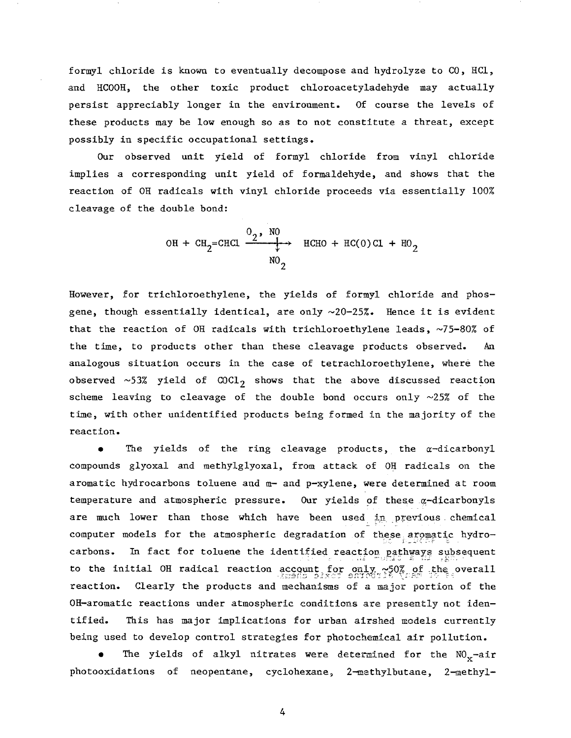formyl chloride is known to eventually decompose and hydrolyze to CO, HCl, and HCOOH, the other toxic product chloroacetyladehyde may actually persist appreciably longer in the environment. Of course the levels of these products may be low enough so as to not constitute a threat, except possibly in specific occupational settings.

Our observed unit yield of formyl chloride from vinyl chloride implies a corresponding unit yield of formaldehyde, and shows that the reaction of OH radicals with vinyl chloride proceeds via essentially 100% cleavage of the double bond:

$$OH + CH_2{=}CHCl \xrightarrow[NO_2]{O_2,\ NO} HCHO + HC(O)Cl + HO_2$$

However, for trichloroethylene, the yields of formyl chloride and phosgene, though essentially identical, are only ~20-25%. Hence it is evident that the reaction of OH radicals with trichloroethylene leads, ~75-80% of the time, to products other than these cleavage products observed. An analogous situation occurs in the case of tetrachloroethylene, where the observed ~53% yield of $COCl_2$ shows that the above discussed reaction scheme leaving to cleavage of the double bond occurs only ~25% of the time, with other unidentified products being formed in the majority of the reaction.

- The yields of the ring cleavage products, the α-dicarbonyl compounds glyoxal and methylglyoxal, from attack of OH radicals on the aromatic hydrocarbons toluene and m- and p-xylene, were determined at room temperature and atmospheric pressure. Our yields of these α-dicarbonyls are much lower than those which have been used in previous chemical computer models for the atmospheric degradation of these aromatic hydrocarbons. In fact for toluene the identified reaction pathways subsequent to the initial OH radical reaction account for only ~50% of the overall reaction. Clearly the products and mechanisms of a major portion of the OH-aromatic reactions under atmospheric conditions are presently not identified. This has major implications for urban airshed models currently being used to develop control strategies for photochemical air pollution.

- The yields of alkyl nitrates were determined for the $NO_x$-air photooxidations of neopentane, cyclohexane, 2-methylbutane, 2-methyl-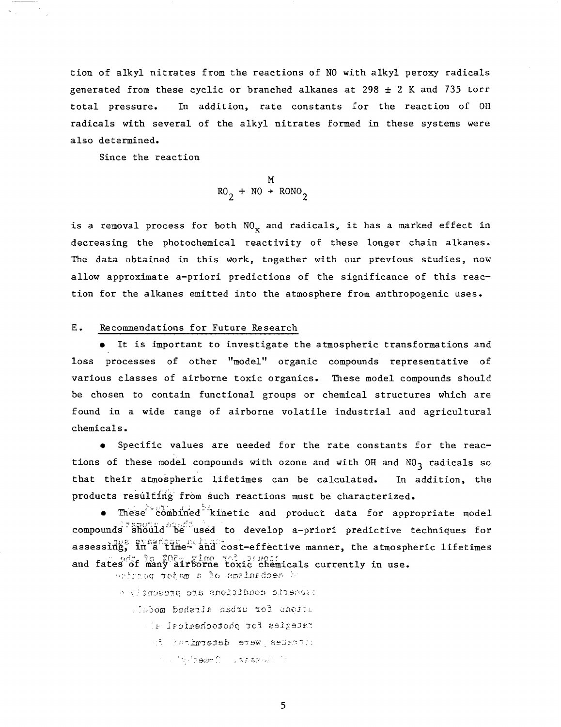tion of alkyl nitrates from the reactions of NO with alkyl peroxy radicals generated from these cyclic or branched alkanes at 298 ± 2 K and 735 torr total pressure. In addition, rate constants for the reaction of OH radicals with several of the alkyl nitrates formed in these systems were also determined.

Since the reaction

$$RO_2 + NO \xrightarrow{M} RONO_2$$

is a removal process for both $NO_x$ and radicals, it has a marked effect in decreasing the photochemical reactivity of these longer chain alkanes. The data obtained in this work, together with our previous studies, now allow approximate a-priori predictions of the significance of this reaction for the alkanes emitted into the atmosphere from anthropogenic uses.

## E. Recommendations for Future Research

- It is important to investigate the atmospheric transformations and loss processes of other "model" organic compounds representative of various classes of airborne toxic organics. These model compounds should be chosen to contain functional groups or chemical structures which are found in a wide range of airborne volatile industrial and agricultural chemicals.
- Specific values are needed for the rate constants for the reactions of these model compounds with ozone and with OH and $NO_3$ radicals so that their atmospheric lifetimes can be calculated. In addition, the products resulting from such reactions must be characterized.
- These combined kinetic and product data for appropriate model compounds should be used to develop a-priori predictive techniques for assessing, in a time- and cost-effective manner, the atmospheric lifetimes and fates of many airborne toxic chemicals currently in use.